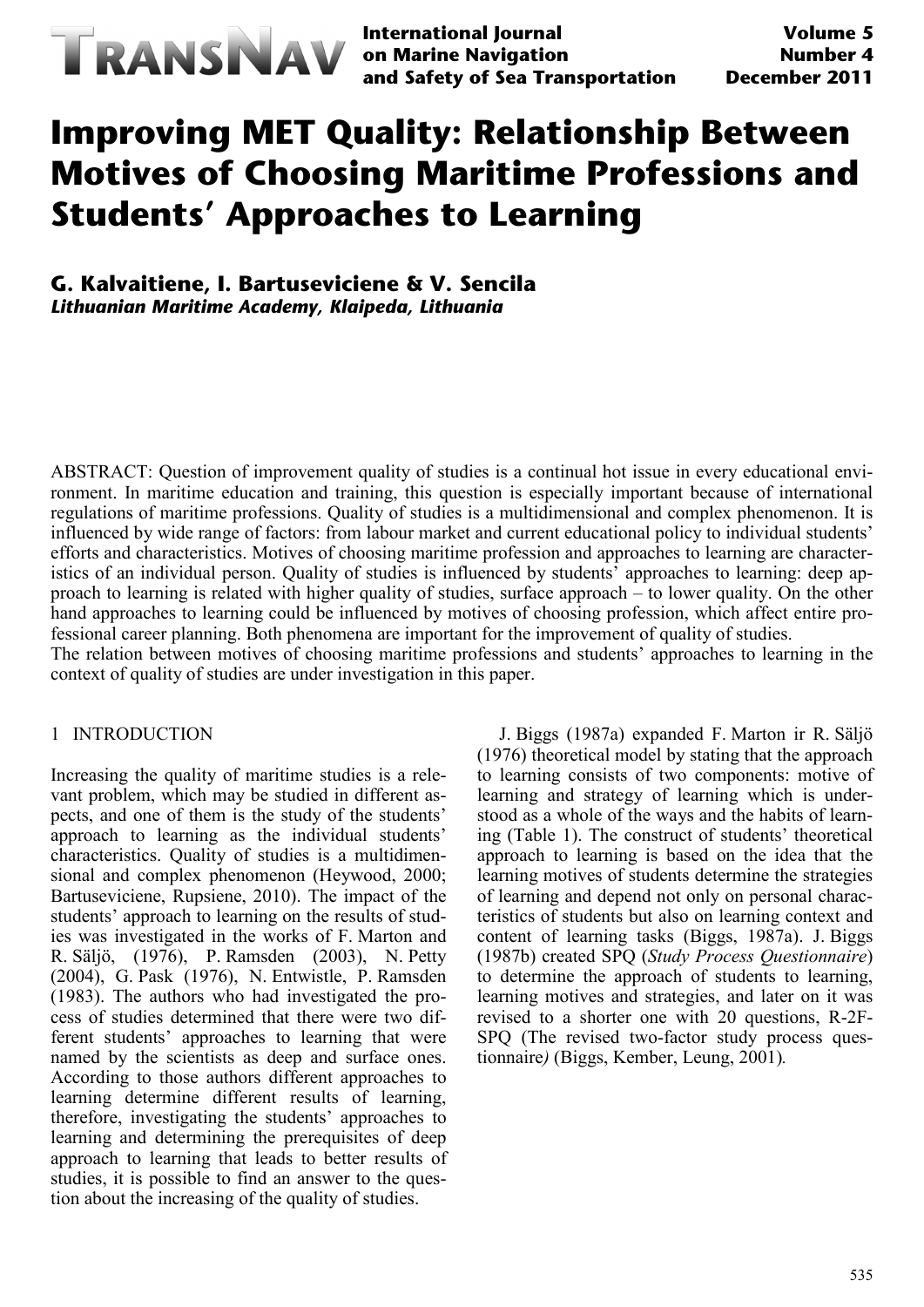# Improving MET Quality: Relationship Between Motives of Choosing Maritime Professions and Students' Approaches to Learning

**G. Kalvaitiene, I. Bartuseviciene & V. Sencila**
*Lithuanian Maritime Academy, Klaipeda, Lithuania*

ABSTRACT: Question of improvement quality of studies is a continual hot issue in every educational environment. In maritime education and training, this question is especially important because of international regulations of maritime professions. Quality of studies is a multidimensional and complex phenomenon. It is influenced by wide range of factors: from labour market and current educational policy to individual students' efforts and characteristics. Motives of choosing maritime profession and approaches to learning are characteristics of an individual person. Quality of studies is influenced by students' approaches to learning: deep approach to learning is related with higher quality of studies, surface approach – to lower quality. On the other hand approaches to learning could be influenced by motives of choosing profession, which affect entire professional career planning. Both phenomena are important for the improvement of quality of studies.
The relation between motives of choosing maritime professions and students' approaches to learning in the context of quality of studies are under investigation in this paper.

## 1 INTRODUCTION

Increasing the quality of maritime studies is a relevant problem, which may be studied in different aspects, and one of them is the study of the students' approach to learning as the individual students' characteristics. Quality of studies is a multidimensional and complex phenomenon (Heywood, 2000; Bartuseviciene, Rupsiene, 2010). The impact of the students' approach to learning on the results of studies was investigated in the works of F. Marton and R. Säljö, (1976), P. Ramsden (2003), N. Petty (2004), G. Pask (1976), N. Entwistle, P. Ramsden (1983). The authors who had investigated the process of studies determined that there were two different students' approaches to learning that were named by the scientists as deep and surface ones. According to those authors different approaches to learning determine different results of learning, therefore, investigating the students' approaches to learning and determining the prerequisites of deep approach to learning that leads to better results of studies, it is possible to find an answer to the question about the increasing of the quality of studies.

J. Biggs (1987a) expanded F. Marton ir R. Säljö (1976) theoretical model by stating that the approach to learning consists of two components: motive of learning and strategy of learning which is understood as a whole of the ways and the habits of learning (Table 1). The construct of students' theoretical approach to learning is based on the idea that the learning motives of students determine the strategies of learning and depend not only on personal characteristics of students but also on learning context and content of learning tasks (Biggs, 1987a). J. Biggs (1987b) created SPQ (*Study Process Questionnaire*) to determine the approach of students to learning, learning motives and strategies, and later on it was revised to a shorter one with 20 questions, R-2F-SPQ (The revised two-factor study process questionnaire*)* (Biggs, Kember, Leung, 2001)*.*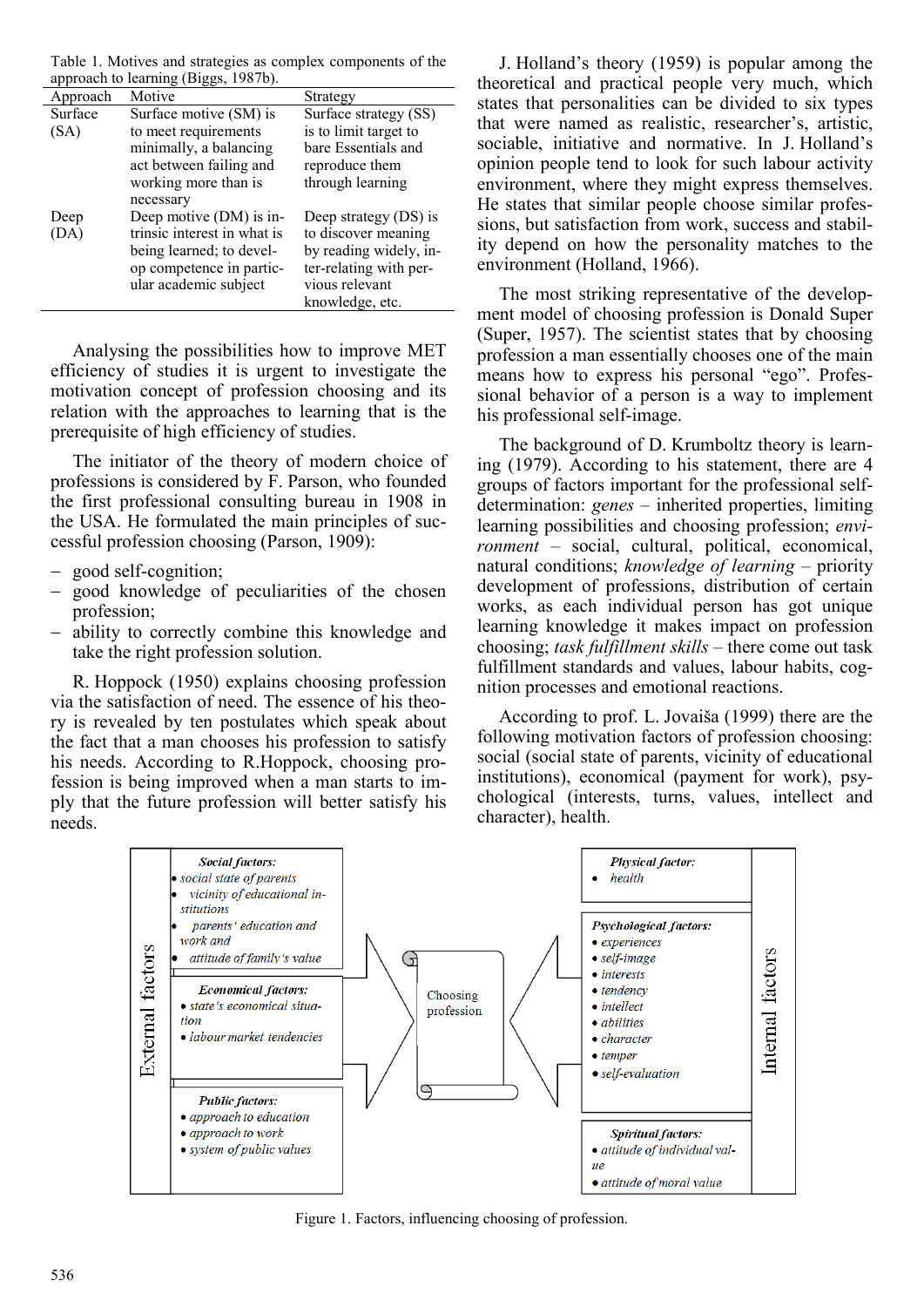Table 1. Motives and strategies as complex components of the approach to learning (Biggs, 1987b).

| Approach | Motive | Strategy |
|---|---|---|
| Surface (SA) | Surface motive (SM) is to meet requirements minimally, a balancing act between failing and working more than is necessary | Surface strategy (SS) is to limit target to bare Essentials and reproduce them through learning |
| Deep (DA) | Deep motive (DM) is intrinsic interest in what is being learned; to develop competence in particular academic subject | Deep strategy (DS) is to discover meaning by reading widely, inter-relating with pervious relevant knowledge, etc. |

Analysing the possibilities how to improve MET efficiency of studies it is urgent to investigate the motivation concept of profession choosing and its relation with the approaches to learning that is the prerequisite of high efficiency of studies.

The initiator of the theory of modern choice of professions is considered by F. Parson, who founded the first professional consulting bureau in 1908 in the USA. He formulated the main principles of successful profession choosing (Parson, 1909):

- good self-cognition;
- good knowledge of peculiarities of the chosen profession;
- ability to correctly combine this knowledge and take the right profession solution.

R. Hoppock (1950) explains choosing profession via the satisfaction of need. The essence of his theory is revealed by ten postulates which speak about the fact that a man chooses his profession to satisfy his needs. According to R.Hoppock, choosing profession is being improved when a man starts to imply that the future profession will better satisfy his needs.

J. Holland's theory (1959) is popular among the theoretical and practical people very much, which states that personalities can be divided to six types that were named as realistic, researcher's, artistic, sociable, initiative and normative. In J. Holland's opinion people tend to look for such labour activity environment, where they might express themselves. He states that similar people choose similar professions, but satisfaction from work, success and stability depend on how the personality matches to the environment (Holland, 1966).

The most striking representative of the development model of choosing profession is Donald Super (Super, 1957). The scientist states that by choosing profession a man essentially chooses one of the main means how to express his personal "ego". Professional behavior of a person is a way to implement his professional self-image.

The background of D. Krumboltz theory is learning (1979). According to his statement, there are 4 groups of factors important for the professional self-determination: *genes* – inherited properties, limiting learning possibilities and choosing profession; *environment* – social, cultural, political, economical, natural conditions; *knowledge of learning* – priority development of professions, distribution of certain works, as each individual person has got unique learning knowledge it makes impact on profession choosing; *task fulfillment skills* – there come out task fulfillment standards and values, labour habits, cognition processes and emotional reactions.

According to prof. L. Jovaiša (1999) there are the following motivation factors of profession choosing: social (social state of parents, vicinity of educational institutions), economical (payment for work), psychological (interests, turns, values, intellect and character), health.

| External factors | | Choosing profession | Internal factors | |
|---|---|---|---|---|
| | ***Social factors:*** *social state of parents; vicinity of educational institutions; parents' education and work and; attitude of family's value* | | ***Physical factor:*** *health* | |
| | ***Economical factors:*** *state's economical situation; labour market tendencies* | | ***Psychological factors:*** *experiences; self-image; interests; tendency; intellect; abilities; character; temper; self-evaluation* | |
| | ***Public factors:*** *approach to education; approach to work; system of public values* | | ***Spiritual factors:*** *attitude of individual value; attitude of moral value* | |

Figure 1. Factors, influencing choosing of profession.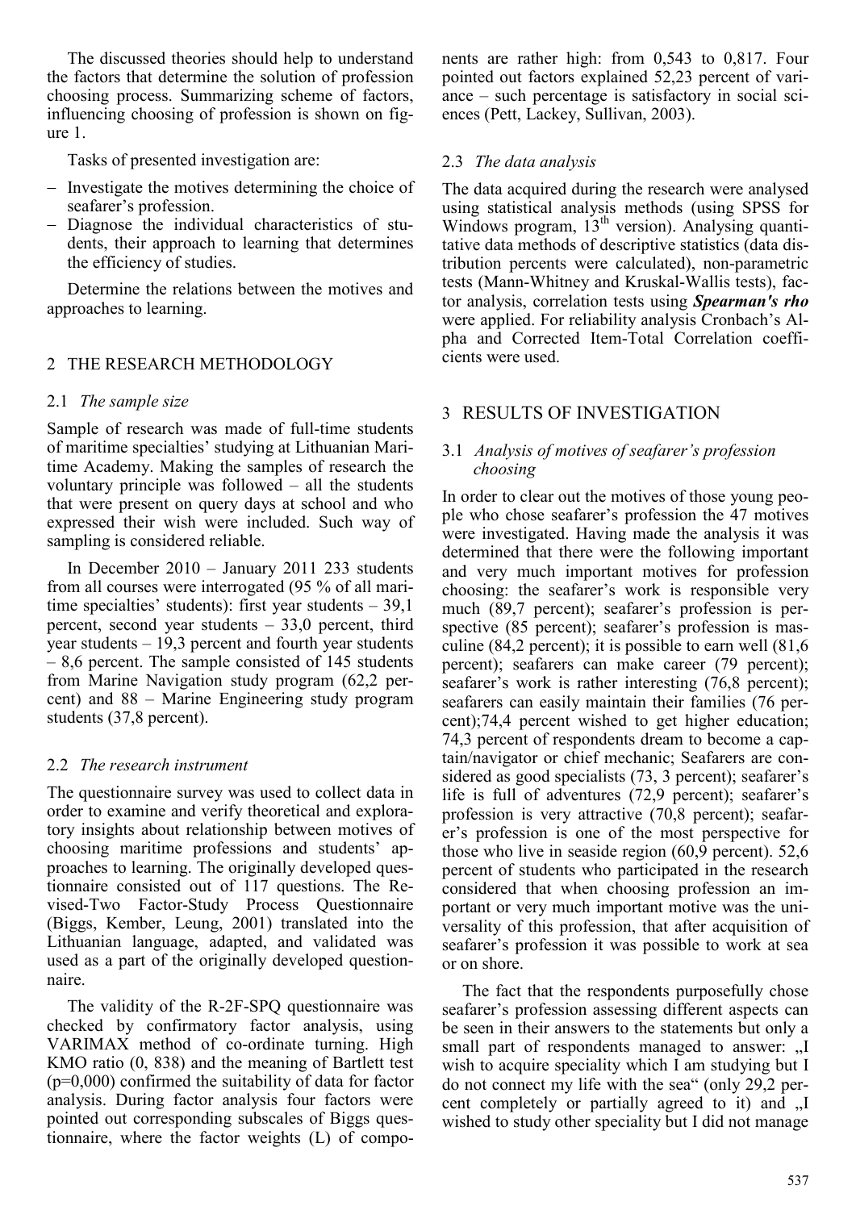The discussed theories should help to understand the factors that determine the solution of profession choosing process. Summarizing scheme of factors, influencing choosing of profession is shown on figure 1.

Tasks of presented investigation are:

- Investigate the motives determining the choice of seafarer's profession.
- Diagnose the individual characteristics of students, their approach to learning that determines the efficiency of studies.

Determine the relations between the motives and approaches to learning.

## 2 THE RESEARCH METHODOLOGY

### 2.1 *The sample size*

Sample of research was made of full-time students of maritime specialties' studying at Lithuanian Maritime Academy. Making the samples of research the voluntary principle was followed – all the students that were present on query days at school and who expressed their wish were included. Such way of sampling is considered reliable.

In December 2010 – January 2011 233 students from all courses were interrogated (95 % of all maritime specialties' students): first year students – 39,1 percent, second year students – 33,0 percent, third year students – 19,3 percent and fourth year students – 8,6 percent. The sample consisted of 145 students from Marine Navigation study program (62,2 percent) and 88 – Marine Engineering study program students (37,8 percent).

### 2.2 *The research instrument*

The questionnaire survey was used to collect data in order to examine and verify theoretical and exploratory insights about relationship between motives of choosing maritime professions and students' approaches to learning. The originally developed questionnaire consisted out of 117 questions. The Revised-Two Factor-Study Process Questionnaire (Biggs, Kember, Leung, 2001) translated into the Lithuanian language, adapted, and validated was used as a part of the originally developed questionnaire.

The validity of the R-2F-SPQ questionnaire was checked by confirmatory factor analysis, using VARIMAX method of co-ordinate turning. High KMO ratio (0, 838) and the meaning of Bartlett test (p=0,000) confirmed the suitability of data for factor analysis. During factor analysis four factors were pointed out corresponding subscales of Biggs questionnaire, where the factor weights (L) of components are rather high: from 0,543 to 0,817. Four pointed out factors explained 52,23 percent of variance – such percentage is satisfactory in social sciences (Pett, Lackey, Sullivan, 2003).

### 2.3 *The data analysis*

The data acquired during the research were analysed using statistical analysis methods (using SPSS for Windows program, 13th version). Analysing quantitative data methods of descriptive statistics (data distribution percents were calculated), non-parametric tests (Mann-Whitney and Kruskal-Wallis tests), factor analysis, correlation tests using ***Spearman's rho*** were applied. For reliability analysis Cronbach's Alpha and Corrected Item-Total Correlation coefficients were used.

## 3 RESULTS OF INVESTIGATION

### 3.1 *Analysis of motives of seafarer's profession choosing*

In order to clear out the motives of those young people who chose seafarer's profession the 47 motives were investigated. Having made the analysis it was determined that there were the following important and very much important motives for profession choosing: the seafarer's work is responsible very much (89,7 percent); seafarer's profession is perspective (85 percent); seafarer's profession is masculine (84,2 percent); it is possible to earn well (81,6 percent); seafarers can make career (79 percent); seafarer's work is rather interesting (76,8 percent); seafarers can easily maintain their families (76 percent);74,4 percent wished to get higher education; 74,3 percent of respondents dream to become a captain/navigator or chief mechanic; Seafarers are considered as good specialists (73, 3 percent); seafarer's life is full of adventures (72,9 percent); seafarer's profession is very attractive (70,8 percent); seafarer's profession is one of the most perspective for those who live in seaside region (60,9 percent). 52,6 percent of students who participated in the research considered that when choosing profession an important or very much important motive was the universality of this profession, that after acquisition of seafarer's profession it was possible to work at sea or on shore.

The fact that the respondents purposefully chose seafarer's profession assessing different aspects can be seen in their answers to the statements but only a small part of respondents managed to answer: „I wish to acquire speciality which I am studying but I do not connect my life with the sea" (only 29,2 percent completely or partially agreed to it) and „I wished to study other speciality but I did not manage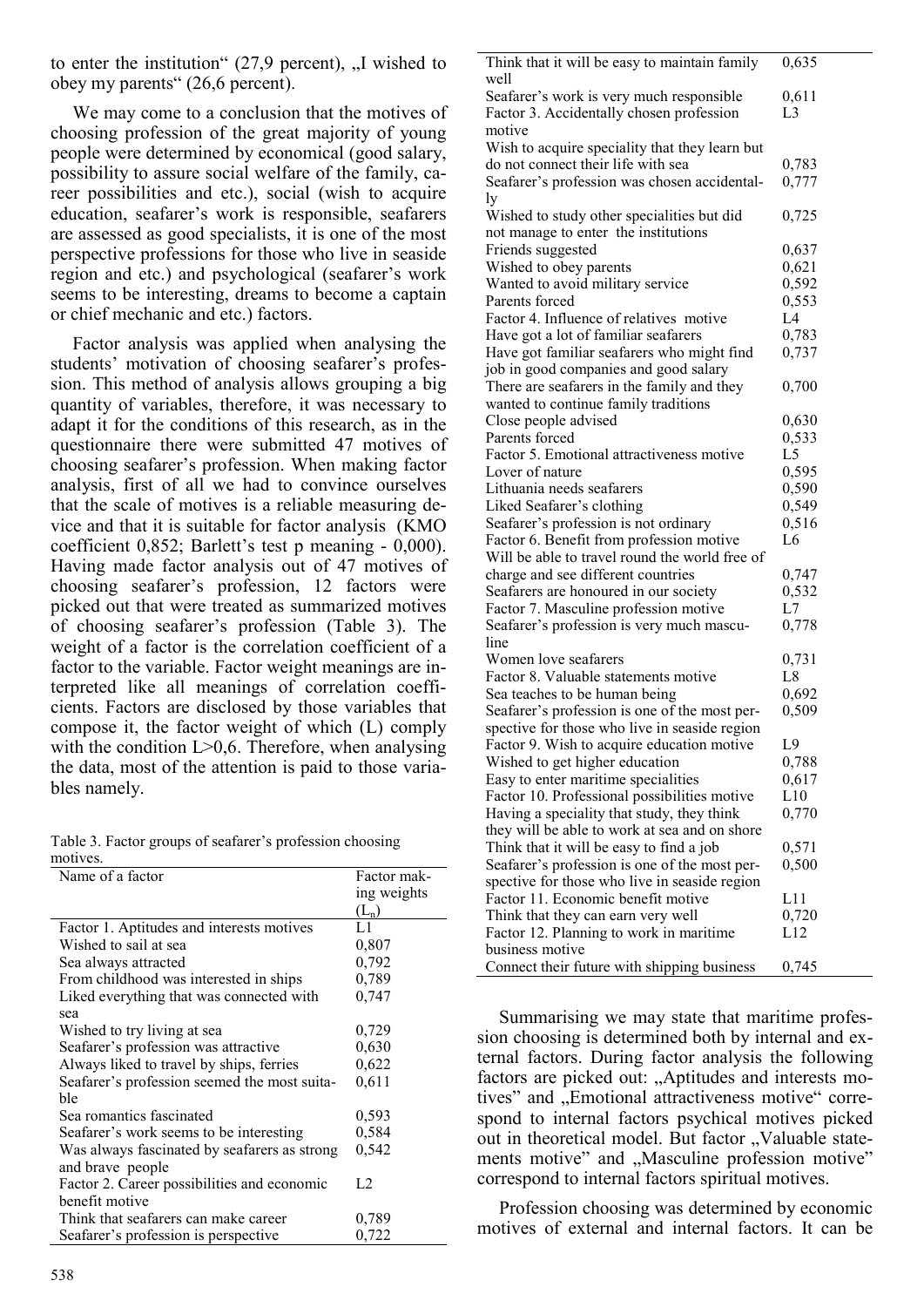to enter the institution" (27,9 percent), „I wished to obey my parents" (26,6 percent).

We may come to a conclusion that the motives of choosing profession of the great majority of young people were determined by economical (good salary, possibility to assure social welfare of the family, career possibilities and etc.), social (wish to acquire education, seafarer's work is responsible, seafarers are assessed as good specialists, it is one of the most perspective professions for those who live in seaside region and etc.) and psychological (seafarer's work seems to be interesting, dreams to become a captain or chief mechanic and etc.) factors.

Factor analysis was applied when analysing the students' motivation of choosing seafarer's profession. This method of analysis allows grouping a big quantity of variables, therefore, it was necessary to adapt it for the conditions of this research, as in the questionnaire there were submitted 47 motives of choosing seafarer's profession. When making factor analysis, first of all we had to convince ourselves that the scale of motives is a reliable measuring device and that it is suitable for factor analysis (KMO coefficient 0,852; Barlett's test p meaning - 0,000). Having made factor analysis out of 47 motives of choosing seafarer's profession, 12 factors were picked out that were treated as summarized motives of choosing seafarer's profession (Table 3). The weight of a factor is the correlation coefficient of a factor to the variable. Factor weight meanings are interpreted like all meanings of correlation coefficients. Factors are disclosed by those variables that compose it, the factor weight of which (L) comply with the condition $L>0,6$. Therefore, when analysing the data, most of the attention is paid to those variables namely.

Table 3. Factor groups of seafarer's profession choosing motives.

| Name of a factor | Factor making weights ($L_n$) |
|---|---|
| Factor 1. Aptitudes and interests motives | L1 |
| Wished to sail at sea | 0,807 |
| Sea always attracted | 0,792 |
| From childhood was interested in ships | 0,789 |
| Liked everything that was connected with sea | 0,747 |
| Wished to try living at sea | 0,729 |
| Seafarer's profession was attractive | 0,630 |
| Always liked to travel by ships, ferries | 0,622 |
| Seafarer's profession seemed the most suitable | 0,611 |
| Sea romantics fascinated | 0,593 |
| Seafarer's work seems to be interesting | 0,584 |
| Was always fascinated by seafarers as strong and brave people | 0,542 |
| Factor 2. Career possibilities and economic benefit motive | L2 |
| Think that seafarers can make career | 0,789 |
| Seafarer's profession is perspective | 0,722 |
| Think that it will be easy to maintain family well | 0,635 |
| Seafarer's work is very much responsible | 0,611 |
| Factor 3. Accidentally chosen profession motive | L3 |
| Wish to acquire speciality that they learn but do not connect their life with sea | 0,783 |
| Seafarer's profession was chosen accidentally | 0,777 |
| Wished to study other specialities but did not manage to enter the institutions | 0,725 |
| Friends suggested | 0,637 |
| Wished to obey parents | 0,621 |
| Wanted to avoid military service | 0,592 |
| Parents forced | 0,553 |
| Factor 4. Influence of relatives motive | L4 |
| Have got a lot of familiar seafarers | 0,783 |
| Have got familiar seafarers who might find job in good companies and good salary | 0,737 |
| There are seafarers in the family and they wanted to continue family traditions | 0,700 |
| Close people advised | 0,630 |
| Parents forced | 0,533 |
| Factor 5. Emotional attractiveness motive | L5 |
| Lover of nature | 0,595 |
| Lithuania needs seafarers | 0,590 |
| Liked Seafarer's clothing | 0,549 |
| Seafarer's profession is not ordinary | 0,516 |
| Factor 6. Benefit from profession motive | L6 |
| Will be able to travel round the world free of charge and see different countries | 0,747 |
| Seafarers are honoured in our society | 0,532 |
| Factor 7. Masculine profession motive | L7 |
| Seafarer's profession is very much masculine | 0,778 |
| Women love seafarers | 0,731 |
| Factor 8. Valuable statements motive | L8 |
| Sea teaches to be human being | 0,692 |
| Seafarer's profession is one of the most perspective for those who live in seaside region | 0,509 |
| Factor 9. Wish to acquire education motive | L9 |
| Wished to get higher education | 0,788 |
| Easy to enter maritime specialities | 0,617 |
| Factor 10. Professional possibilities motive | L10 |
| Having a speciality that study, they think they will be able to work at sea and on shore | 0,770 |
| Think that it will be easy to find a job | 0,571 |
| Seafarer's profession is one of the most perspective for those who live in seaside region | 0,500 |
| Factor 11. Economic benefit motive | L11 |
| Think that they can earn very well | 0,720 |
| Factor 12. Planning to work in maritime business motive | L12 |
| Connect their future with shipping business | 0,745 |

Summarising we may state that maritime profession choosing is determined both by internal and external factors. During factor analysis the following factors are picked out: „Aptitudes and interests motives" and „Emotional attractiveness motive" correspond to internal factors psychical motives picked out in theoretical model. But factor „Valuable statements motive" and „Masculine profession motive" correspond to internal factors spiritual motives.

Profession choosing was determined by economic motives of external and internal factors. It can be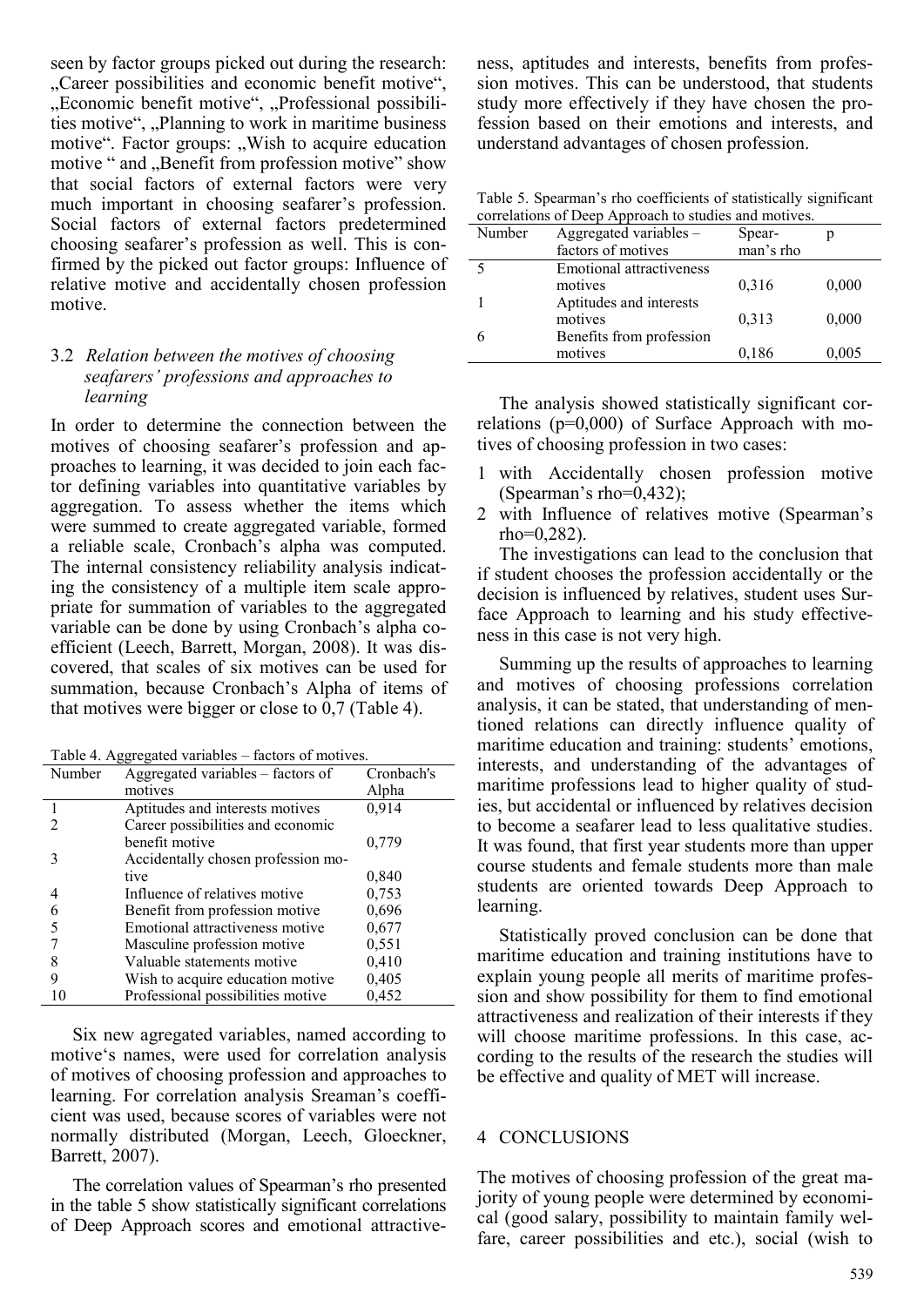seen by factor groups picked out during the research: „Career possibilities and economic benefit motive", „Economic benefit motive", „Professional possibilities motive", „Planning to work in maritime business motive". Factor groups: „Wish to acquire education motive " and „Benefit from profession motive" show that social factors of external factors were very much important in choosing seafarer's profession. Social factors of external factors predetermined choosing seafarer's profession as well. This is confirmed by the picked out factor groups: Influence of relative motive and accidentally chosen profession motive.

### 3.2 *Relation between the motives of choosing seafarers' professions and approaches to learning*

In order to determine the connection between the motives of choosing seafarer's profession and approaches to learning, it was decided to join each factor defining variables into quantitative variables by aggregation. To assess whether the items which were summed to create aggregated variable, formed a reliable scale, Cronbach's alpha was computed. The internal consistency reliability analysis indicating the consistency of a multiple item scale appropriate for summation of variables to the aggregated variable can be done by using Cronbach's alpha coefficient (Leech, Barrett, Morgan, 2008). It was discovered, that scales of six motives can be used for summation, because Cronbach's Alpha of items of that motives were bigger or close to 0,7 (Table 4).

Table 4. Aggregated variables – factors of motives.

| Number | Aggregated variables – factors of motives | Cronbach's Alpha |
|---|---|---|
| 1 | Aptitudes and interests motives | 0,914 |
| 2 | Career possibilities and economic benefit motive | 0,779 |
| 3 | Accidentally chosen profession motive | 0,840 |
| 4 | Influence of relatives motive | 0,753 |
| 6 | Benefit from profession motive | 0,696 |
| 5 | Emotional attractiveness motive | 0,677 |
| 7 | Masculine profession motive | 0,551 |
| 8 | Valuable statements motive | 0,410 |
| 9 | Wish to acquire education motive | 0,405 |
| 10 | Professional possibilities motive | 0,452 |

Six new agregated variables, named according to motive's names, were used for correlation analysis of motives of choosing profession and approaches to learning. For correlation analysis Sreaman's coefficient was used, because scores of variables were not normally distributed (Morgan, Leech, Gloeckner, Barrett, 2007).

The correlation values of Spearman's rho presented in the table 5 show statistically significant correlations of Deep Approach scores and emotional attractiveness, aptitudes and interests, benefits from profession motives. This can be understood, that students study more effectively if they have chosen the profession based on their emotions and interests, and understand advantages of chosen profession.

Table 5. Spearman's rho coefficients of statistically significant correlations of Deep Approach to studies and motives.

| Number | Aggregated variables – factors of motives | Spearman's rho | p |
|---|---|---|---|
| 5 | Emotional attractiveness motives | 0,316 | 0,000 |
| 1 | Aptitudes and interests motives | 0,313 | 0,000 |
| 6 | Benefits from profession motives | 0,186 | 0,005 |

The analysis showed statistically significant correlations ($p=0,000$) of Surface Approach with motives of choosing profession in two cases:

1. with Accidentally chosen profession motive (Spearman's rho=0,432);
2. with Influence of relatives motive (Spearman's rho=0,282).

The investigations can lead to the conclusion that if student chooses the profession accidentally or the decision is influenced by relatives, student uses Surface Approach to learning and his study effectiveness in this case is not very high.

Summing up the results of approaches to learning and motives of choosing professions correlation analysis, it can be stated, that understanding of mentioned relations can directly influence quality of maritime education and training: students' emotions, interests, and understanding of the advantages of maritime professions lead to higher quality of studies, but accidental or influenced by relatives decision to become a seafarer lead to less qualitative studies. It was found, that first year students more than upper course students and female students more than male students are oriented towards Deep Approach to learning.

Statistically proved conclusion can be done that maritime education and training institutions have to explain young people all merits of maritime profession and show possibility for them to find emotional attractiveness and realization of their interests if they will choose maritime professions. In this case, according to the results of the research the studies will be effective and quality of MET will increase.

## 4 CONCLUSIONS

The motives of choosing profession of the great majority of young people were determined by economical (good salary, possibility to maintain family welfare, career possibilities and etc.), social (wish to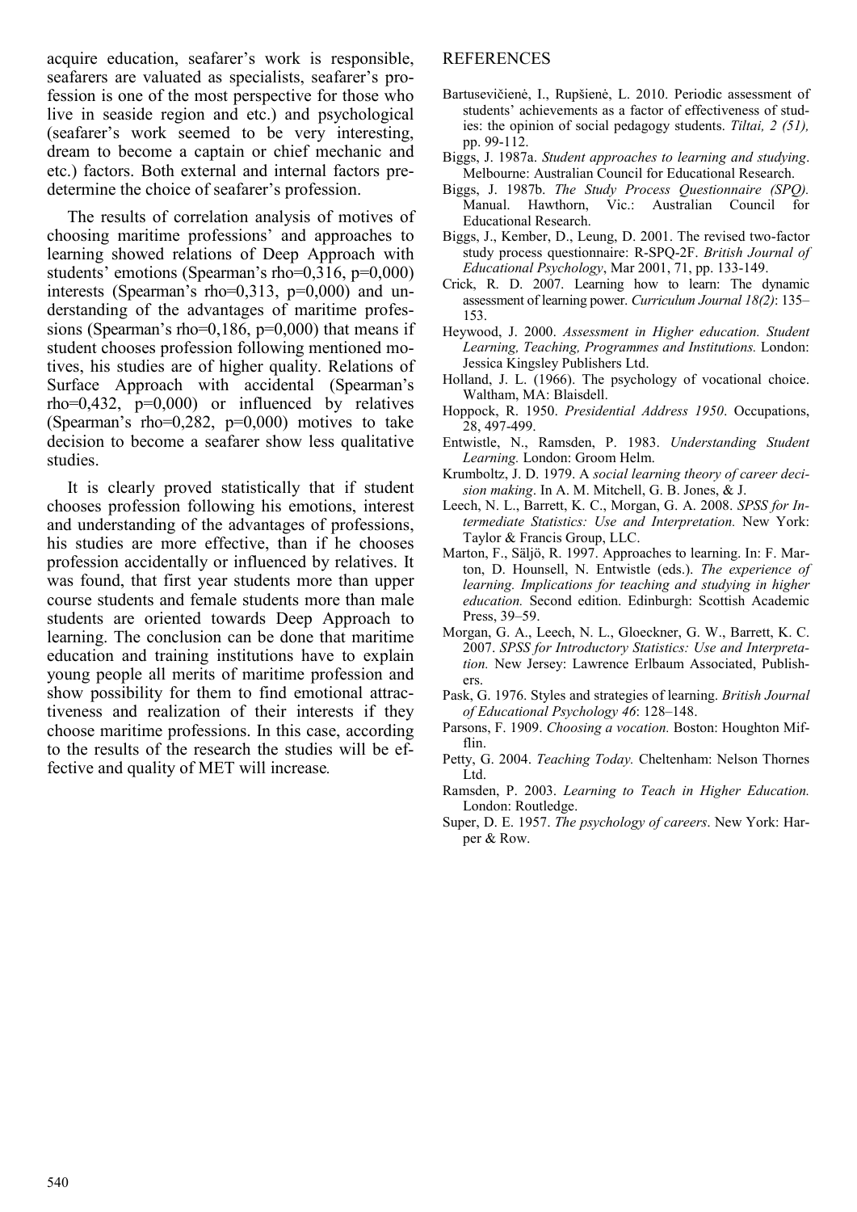acquire education, seafarer's work is responsible, seafarers are valuated as specialists, seafarer's profession is one of the most perspective for those who live in seaside region and etc.) and psychological (seafarer's work seemed to be very interesting, dream to become a captain or chief mechanic and etc.) factors. Both external and internal factors predetermine the choice of seafarer's profession.

The results of correlation analysis of motives of choosing maritime professions' and approaches to learning showed relations of Deep Approach with students' emotions (Spearman's rho=0,316, p=0,000) interests (Spearman's rho=0,313, p=0,000) and understanding of the advantages of maritime professions (Spearman's rho=0,186, p=0,000) that means if student chooses profession following mentioned motives, his studies are of higher quality. Relations of Surface Approach with accidental (Spearman's rho=0,432, p=0,000) or influenced by relatives (Spearman's rho=0,282, p=0,000) motives to take decision to become a seafarer show less qualitative studies.

It is clearly proved statistically that if student chooses profession following his emotions, interest and understanding of the advantages of professions, his studies are more effective, than if he chooses profession accidentally or influenced by relatives. It was found, that first year students more than upper course students and female students more than male students are oriented towards Deep Approach to learning. The conclusion can be done that maritime education and training institutions have to explain young people all merits of maritime profession and show possibility for them to find emotional attractiveness and realization of their interests if they choose maritime professions. In this case, according to the results of the research the studies will be effective and quality of MET will increase.

## REFERENCES

Bartusevičienė, I., Rupšienė, L. 2010. Periodic assessment of students' achievements as a factor of effectiveness of studies: the opinion of social pedagogy students. *Tiltai, 2 (51),* pp. 99-112.

Biggs, J. 1987a. *Student approaches to learning and studying*. Melbourne: Australian Council for Educational Research.

Biggs, J. 1987b. *The Study Process Questionnaire (SPQ).* Manual. Hawthorn, Vic.: Australian Council for Educational Research.

Biggs, J., Kember, D., Leung, D. 2001. The revised two-factor study process questionnaire: R-SPQ-2F. *British Journal of Educational Psychology*, Mar 2001, 71, pp. 133-149.

Crick, R. D. 2007. Learning how to learn: The dynamic assessment of learning power. *Curriculum Journal 18(2)*: 135–153.

Heywood, J. 2000. *Assessment in Higher education. Student Learning, Teaching, Programmes and Institutions.* London: Jessica Kingsley Publishers Ltd.

Holland, J. L. (1966). The psychology of vocational choice. Waltham, MA: Blaisdell.

Hoppock, R. 1950. *Presidential Address 1950*. Occupations, 28, 497-499.

Entwistle, N., Ramsden, P. 1983. *Understanding Student Learning.* London: Groom Helm.

Krumboltz, J. D. 1979. A *social learning theory of career decision making*. In A. M. Mitchell, G. B. Jones, & J.

Leech, N. L., Barrett, K. C., Morgan, G. A. 2008. *SPSS for Intermediate Statistics: Use and Interpretation.* New York: Taylor & Francis Group, LLC.

Marton, F., Säljö, R. 1997. Approaches to learning. In: F. Marton, D. Hounsell, N. Entwistle (eds.). *The experience of learning. Implications for teaching and studying in higher education.* Second edition. Edinburgh: Scottish Academic Press, 39–59.

Morgan, G. A., Leech, N. L., Gloeckner, G. W., Barrett, K. C. 2007. *SPSS for Introductory Statistics: Use and Interpretation.* New Jersey: Lawrence Erlbaum Associated, Publishers.

Pask, G. 1976. Styles and strategies of learning. *British Journal of Educational Psychology 46*: 128–148.

Parsons, F. 1909. *Choosing a vocation.* Boston: Houghton Mifflin.

Petty, G. 2004. *Teaching Today.* Cheltenham: Nelson Thornes Ltd.

Ramsden, P. 2003. *Learning to Teach in Higher Education.* London: Routledge.

Super, D. E. 1957. *The psychology of careers*. New York: Harper & Row.